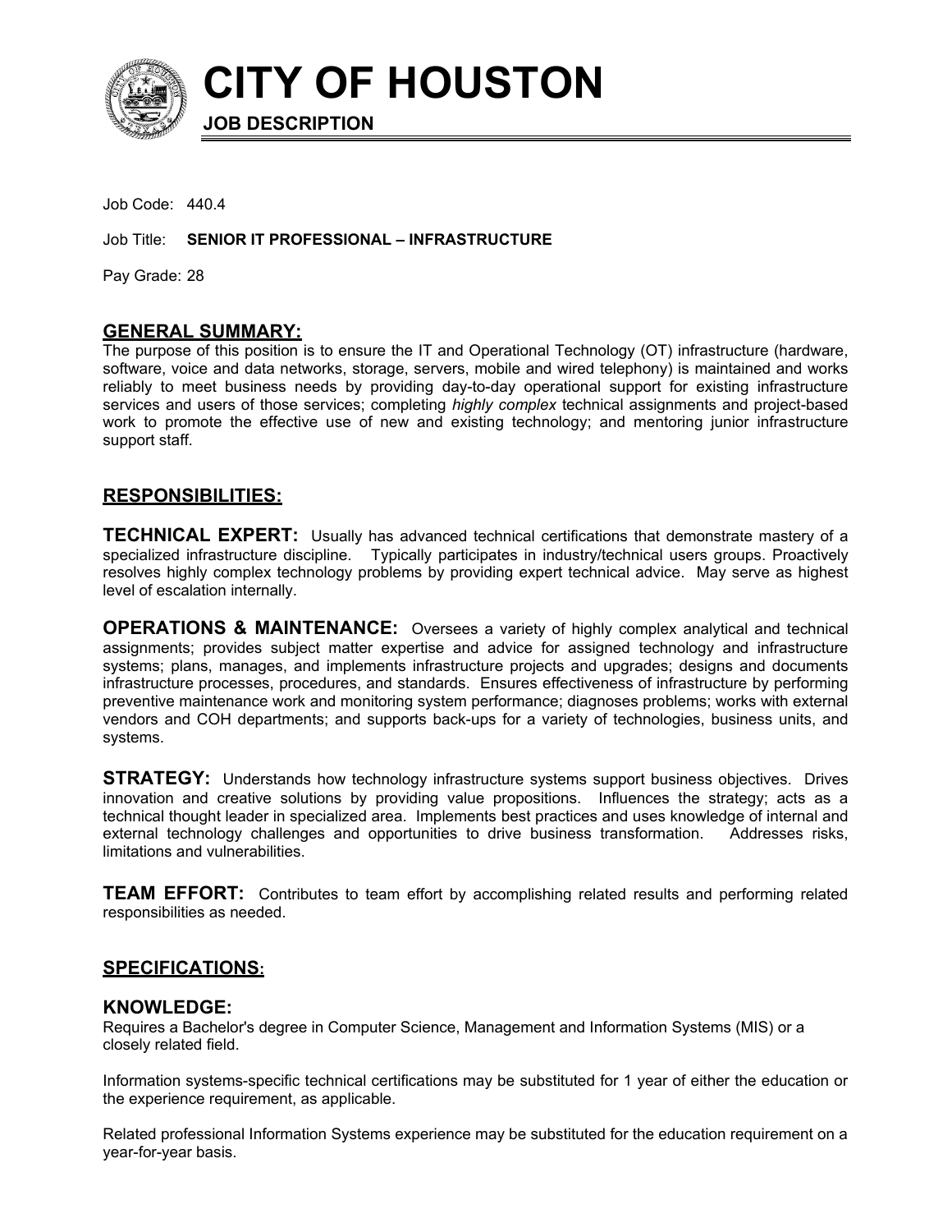# CITY OF HOUSTON

**JOB DESCRIPTION**

Job Code: 440.4

Job Title: **SENIOR IT PROFESSIONAL – INFRASTRUCTURE**

Pay Grade: 28

## GENERAL SUMMARY:

The purpose of this position is to ensure the IT and Operational Technology (OT) infrastructure (hardware, software, voice and data networks, storage, servers, mobile and wired telephony) is maintained and works reliably to meet business needs by providing day-to-day operational support for existing infrastructure services and users of those services; completing *highly complex* technical assignments and project-based work to promote the effective use of new and existing technology; and mentoring junior infrastructure support staff.

## RESPONSIBILITIES:

**TECHNICAL EXPERT:** Usually has advanced technical certifications that demonstrate mastery of a specialized infrastructure discipline. Typically participates in industry/technical users groups. Proactively resolves highly complex technology problems by providing expert technical advice. May serve as highest level of escalation internally.

**OPERATIONS & MAINTENANCE:** Oversees a variety of highly complex analytical and technical assignments; provides subject matter expertise and advice for assigned technology and infrastructure systems; plans, manages, and implements infrastructure projects and upgrades; designs and documents infrastructure processes, procedures, and standards. Ensures effectiveness of infrastructure by performing preventive maintenance work and monitoring system performance; diagnoses problems; works with external vendors and COH departments; and supports back-ups for a variety of technologies, business units, and systems.

**STRATEGY:** Understands how technology infrastructure systems support business objectives. Drives innovation and creative solutions by providing value propositions. Influences the strategy; acts as a technical thought leader in specialized area. Implements best practices and uses knowledge of internal and external technology challenges and opportunities to drive business transformation. Addresses risks, limitations and vulnerabilities.

**TEAM EFFORT:** Contributes to team effort by accomplishing related results and performing related responsibilities as needed.

## SPECIFICATIONS:

### KNOWLEDGE:

Requires a Bachelor's degree in Computer Science, Management and Information Systems (MIS) or a closely related field.

Information systems-specific technical certifications may be substituted for 1 year of either the education or the experience requirement, as applicable.

Related professional Information Systems experience may be substituted for the education requirement on a year-for-year basis.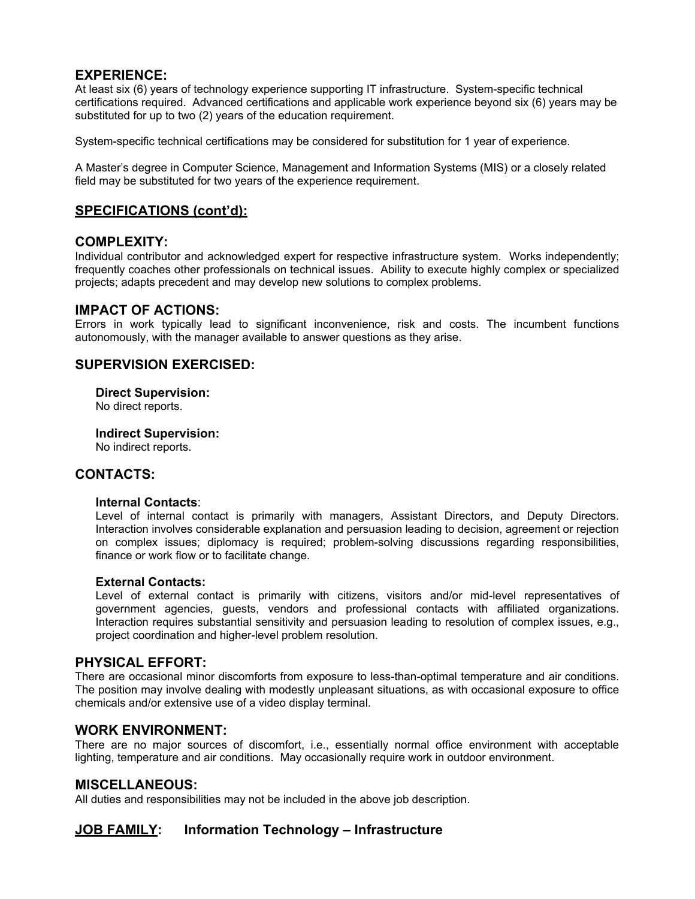## EXPERIENCE:

At least six (6) years of technology experience supporting IT infrastructure. System-specific technical certifications required. Advanced certifications and applicable work experience beyond six (6) years may be substituted for up to two (2) years of the education requirement.

System-specific technical certifications may be considered for substitution for 1 year of experience.

A Master's degree in Computer Science, Management and Information Systems (MIS) or a closely related field may be substituted for two years of the experience requirement.

## SPECIFICATIONS (cont'd):

## COMPLEXITY:

Individual contributor and acknowledged expert for respective infrastructure system. Works independently; frequently coaches other professionals on technical issues. Ability to execute highly complex or specialized projects; adapts precedent and may develop new solutions to complex problems.

## IMPACT OF ACTIONS:

Errors in work typically lead to significant inconvenience, risk and costs. The incumbent functions autonomously, with the manager available to answer questions as they arise.

## SUPERVISION EXERCISED:

### Direct Supervision:

No direct reports.

### Indirect Supervision:

No indirect reports.

## CONTACTS:

### Internal Contacts:

Level of internal contact is primarily with managers, Assistant Directors, and Deputy Directors. Interaction involves considerable explanation and persuasion leading to decision, agreement or rejection on complex issues; diplomacy is required; problem-solving discussions regarding responsibilities, finance or work flow or to facilitate change.

### External Contacts:

Level of external contact is primarily with citizens, visitors and/or mid-level representatives of government agencies, guests, vendors and professional contacts with affiliated organizations. Interaction requires substantial sensitivity and persuasion leading to resolution of complex issues, e.g., project coordination and higher-level problem resolution.

## PHYSICAL EFFORT:

There are occasional minor discomforts from exposure to less-than-optimal temperature and air conditions. The position may involve dealing with modestly unpleasant situations, as with occasional exposure to office chemicals and/or extensive use of a video display terminal.

## WORK ENVIRONMENT:

There are no major sources of discomfort, i.e., essentially normal office environment with acceptable lighting, temperature and air conditions. May occasionally require work in outdoor environment.

## MISCELLANEOUS:

All duties and responsibilities may not be included in the above job description.

## JOB FAMILY: Information Technology – Infrastructure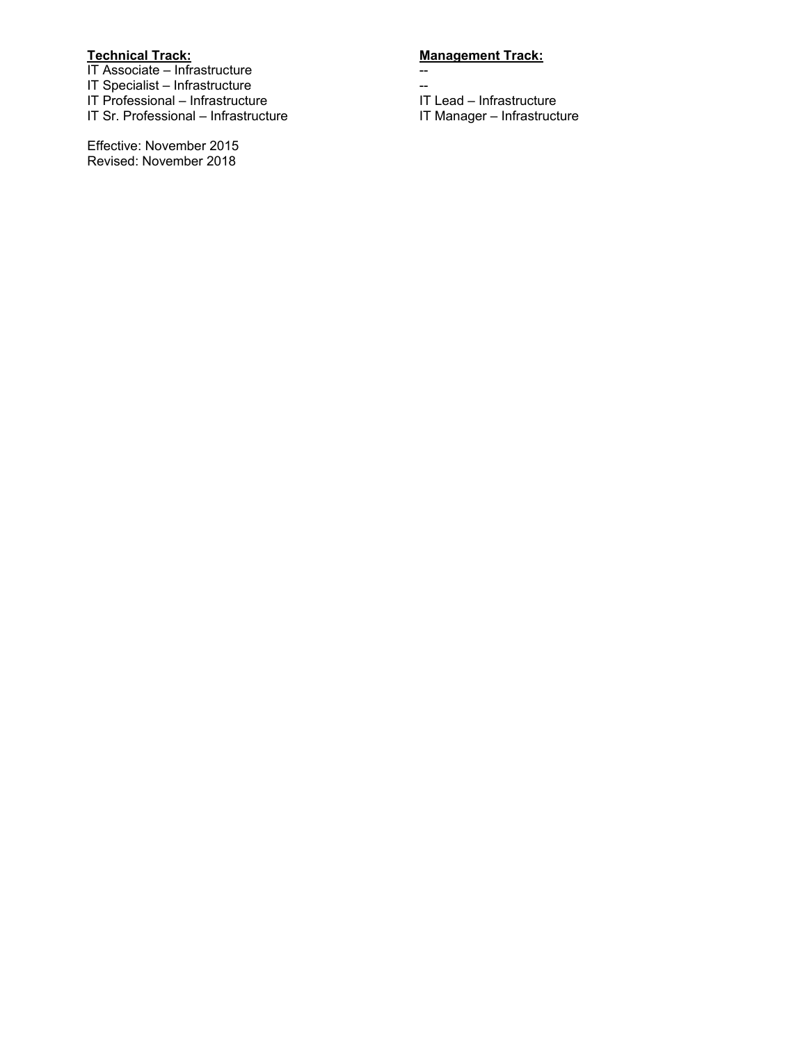| **Technical Track:** | **Management Track:** |
| --- | --- |
| IT Associate – Infrastructure | -- |
| IT Specialist – Infrastructure | -- |
| IT Professional – Infrastructure | IT Lead – Infrastructure |
| IT Sr. Professional – Infrastructure | IT Manager – Infrastructure |

Effective: November 2015
Revised: November 2018